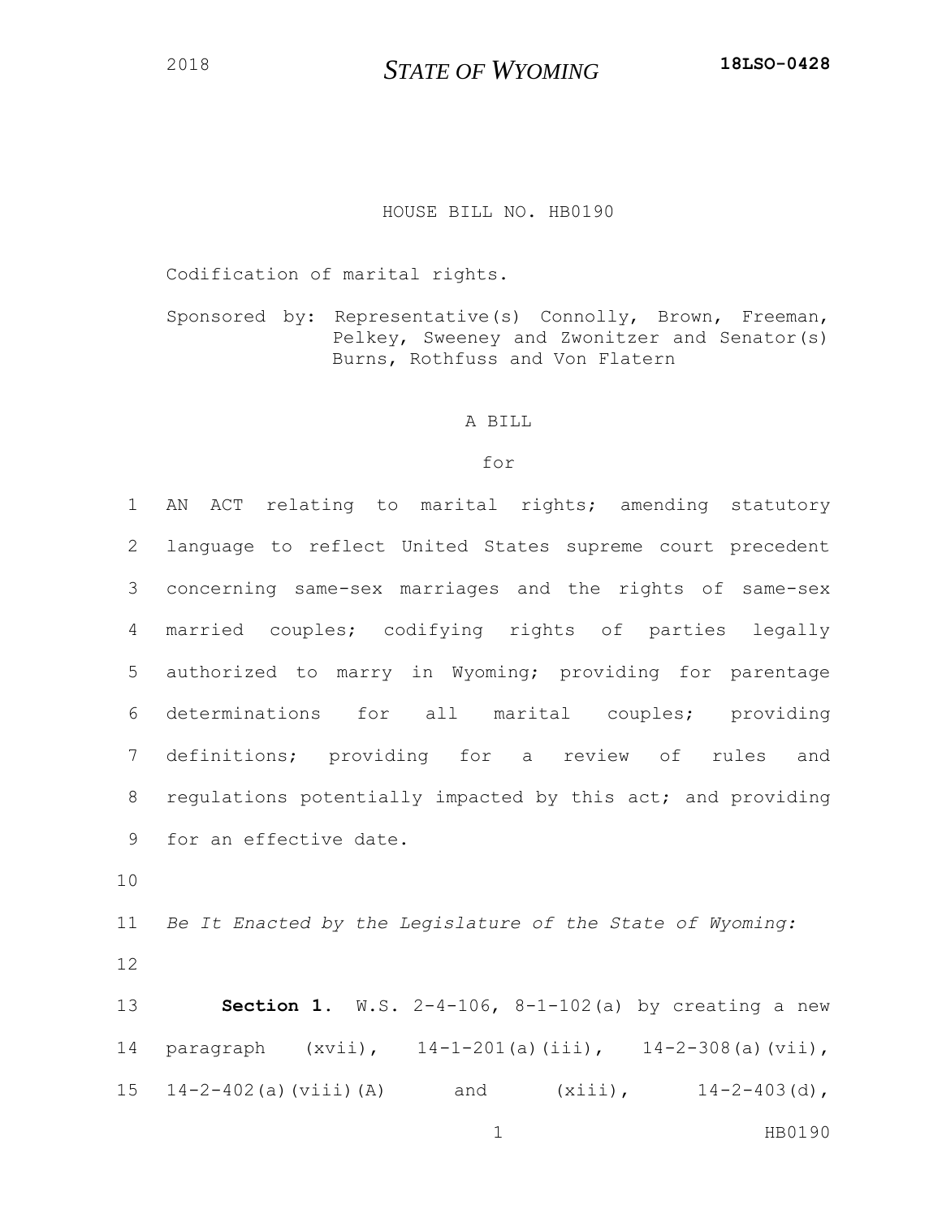2018 **STATE OF WYOMING** **18LSO-0428**

HOUSE BILL NO. HB0190

Codification of marital rights.

Sponsored by: Representative(s) Connolly, Brown, Freeman, Pelkey, Sweeney and Zwonitzer and Senator(s) Burns, Rothfuss and Von Flatern

A BILL

for

1 AN ACT relating to marital rights; amending statutory
2 language to reflect United States supreme court precedent
3 concerning same-sex marriages and the rights of same-sex
4 married couples; codifying rights of parties legally
5 authorized to marry in Wyoming; providing for parentage
6 determinations for all marital couples; providing
7 definitions; providing for a review of rules and
8 regulations potentially impacted by this act; and providing
9 for an effective date.
10
11 *Be It Enacted by the Legislature of the State of Wyoming:*
12
13 **Section 1.** W.S. 2-4-106, 8-1-102(a) by creating a new
14 paragraph (xvii), 14-1-201(a)(iii), 14-2-308(a)(vii),
15 14-2-402(a)(viii)(A) and (xiii), 14-2-403(d),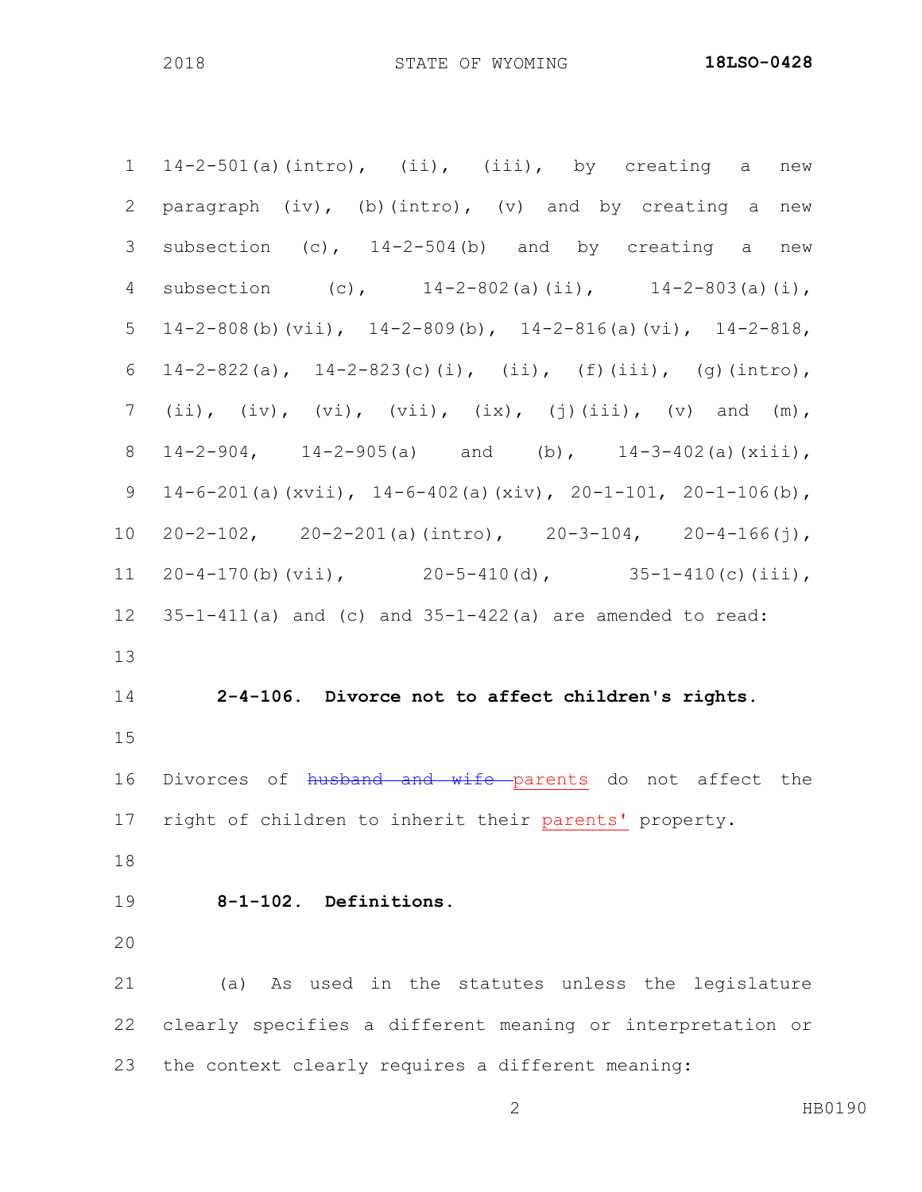14-2-501(a)(intro), (ii), (iii), by creating a new paragraph (iv), (b)(intro), (v) and by creating a new subsection (c), 14-2-504(b) and by creating a new subsection (c), 14-2-802(a)(ii), 14-2-803(a)(i), 14-2-808(b)(vii), 14-2-809(b), 14-2-816(a)(vi), 14-2-818, 14-2-822(a), 14-2-823(c)(i), (ii), (f)(iii), (g)(intro), (ii), (iv), (vi), (vii), (ix), (j)(iii), (v) and (m), 14-2-904, 14-2-905(a) and (b), 14-3-402(a)(xiii), 14-6-201(a)(xvii), 14-6-402(a)(xiv), 20-1-101, 20-1-106(b), 20-2-102, 20-2-201(a)(intro), 20-3-104, 20-4-166(j), 20-4-170(b)(vii), 20-5-410(d), 35-1-410(c)(iii), 35-1-411(a) and (c) and 35-1-422(a) are amended to read:

**2-4-106. Divorce not to affect children's rights.**

Divorces of ~~husband and wife~~ parents do not affect the right of children to inherit their parents' property.

**8-1-102. Definitions.**

(a) As used in the statutes unless the legislature clearly specifies a different meaning or interpretation or the context clearly requires a different meaning: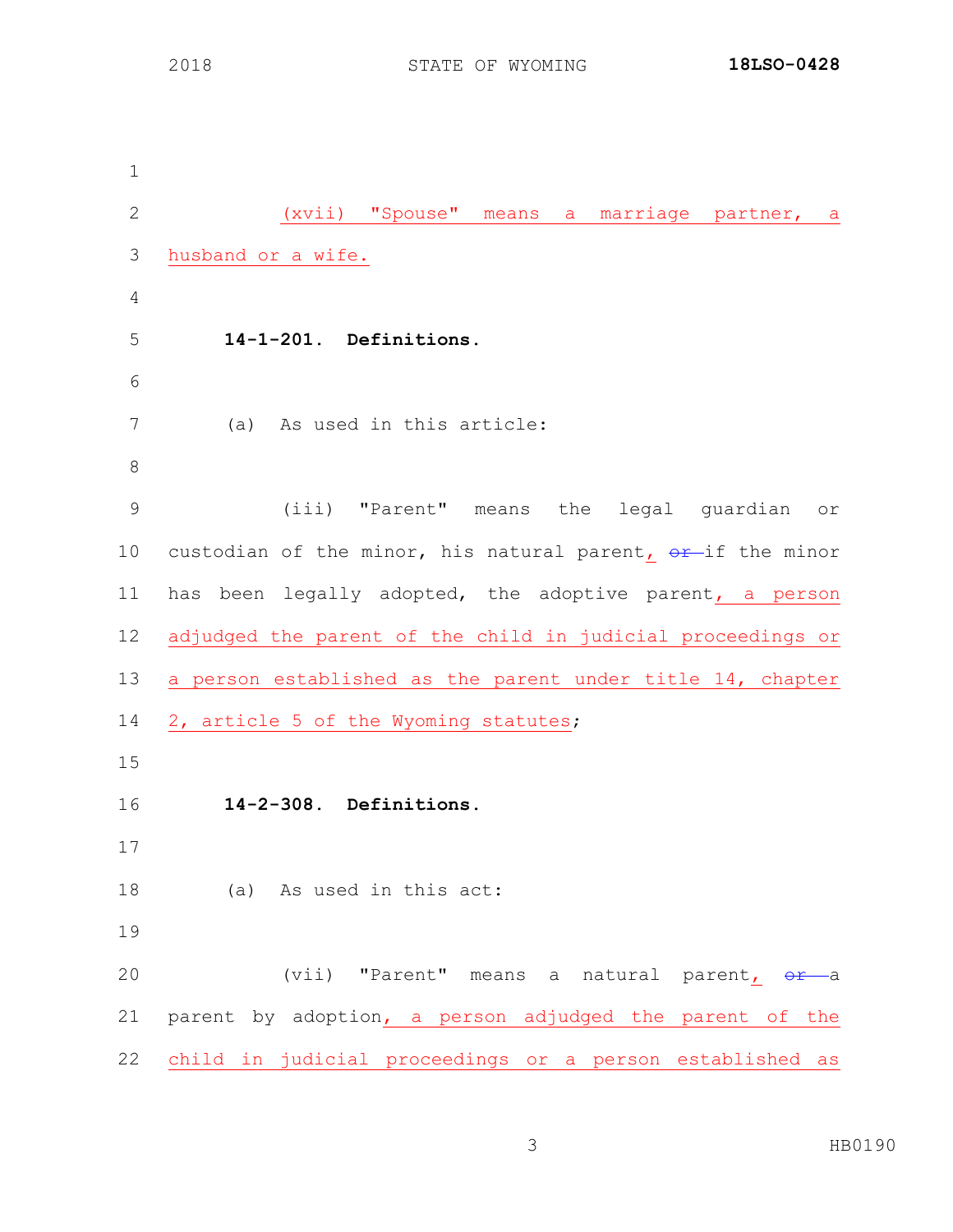(xvii) "Spouse" means a marriage partner, a husband or a wife.

**14-1-201. Definitions.**

(a) As used in this article:

(iii) "Parent" means the legal guardian or custodian of the minor, his natural parent, ~~or~~ if the minor has been legally adopted, the adoptive parent, a person adjudged the parent of the child in judicial proceedings or a person established as the parent under title 14, chapter 2, article 5 of the Wyoming statutes;

**14-2-308. Definitions.**

(a) As used in this act:

(vii) "Parent" means a natural parent, ~~or~~ a parent by adoption, a person adjudged the parent of the child in judicial proceedings or a person established as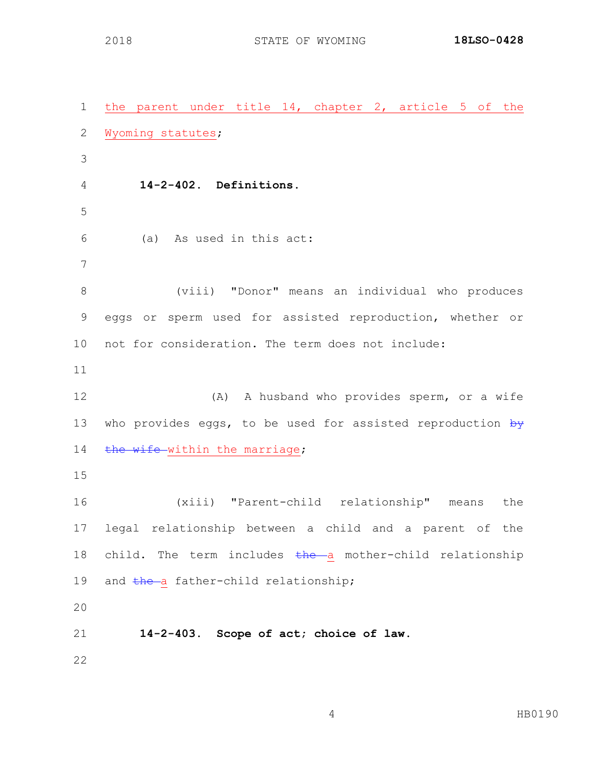the parent under title 14, chapter 2, article 5 of the Wyoming statutes;

**14-2-402. Definitions.**

(a) As used in this act:

(viii) "Donor" means an individual who produces eggs or sperm used for assisted reproduction, whether or not for consideration. The term does not include:

(A) A husband who provides sperm, or a wife who provides eggs, to be used for assisted reproduction ~~by the wife~~ within the marriage;

(xiii) "Parent-child relationship" means the legal relationship between a child and a parent of the child. The term includes ~~the~~ a mother-child relationship and ~~the~~ a father-child relationship;

**14-2-403. Scope of act; choice of law.**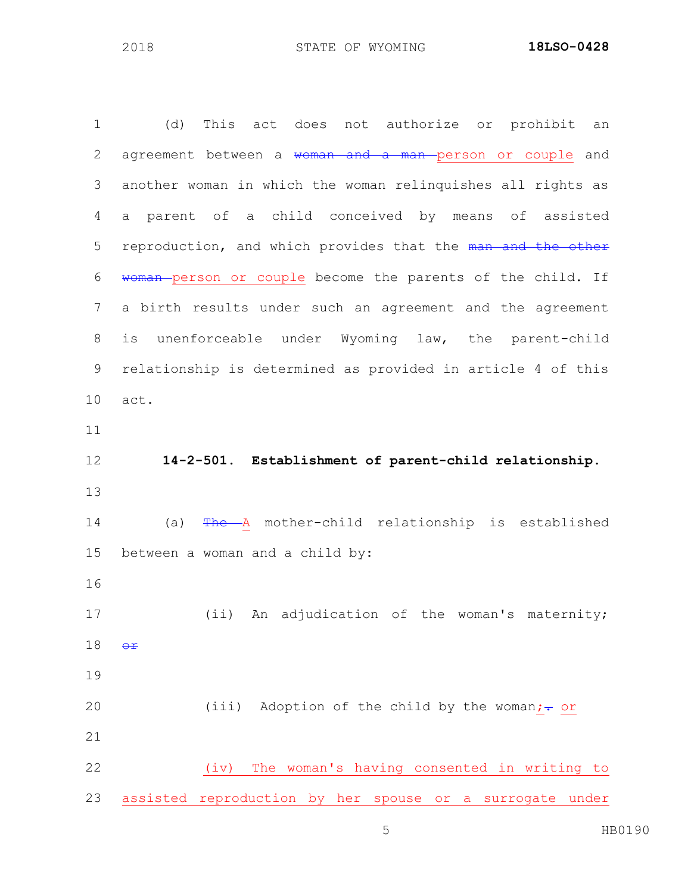(d) This act does not authorize or prohibit an agreement between a ~~woman and a man~~ person or couple and another woman in which the woman relinquishes all rights as a parent of a child conceived by means of assisted reproduction, and which provides that the ~~man and the other woman~~ person or couple become the parents of the child. If a birth results under such an agreement and the agreement is unenforceable under Wyoming law, the parent-child relationship is determined as provided in article 4 of this act.

**14-2-501. Establishment of parent-child relationship.**

(a) ~~The~~ A mother-child relationship is established between a woman and a child by:

(ii) An adjudication of the woman's maternity; ~~or~~

(iii) Adoption of the child by the woman;~~.~~ or

(iv) The woman's having consented in writing to assisted reproduction by her spouse or a surrogate under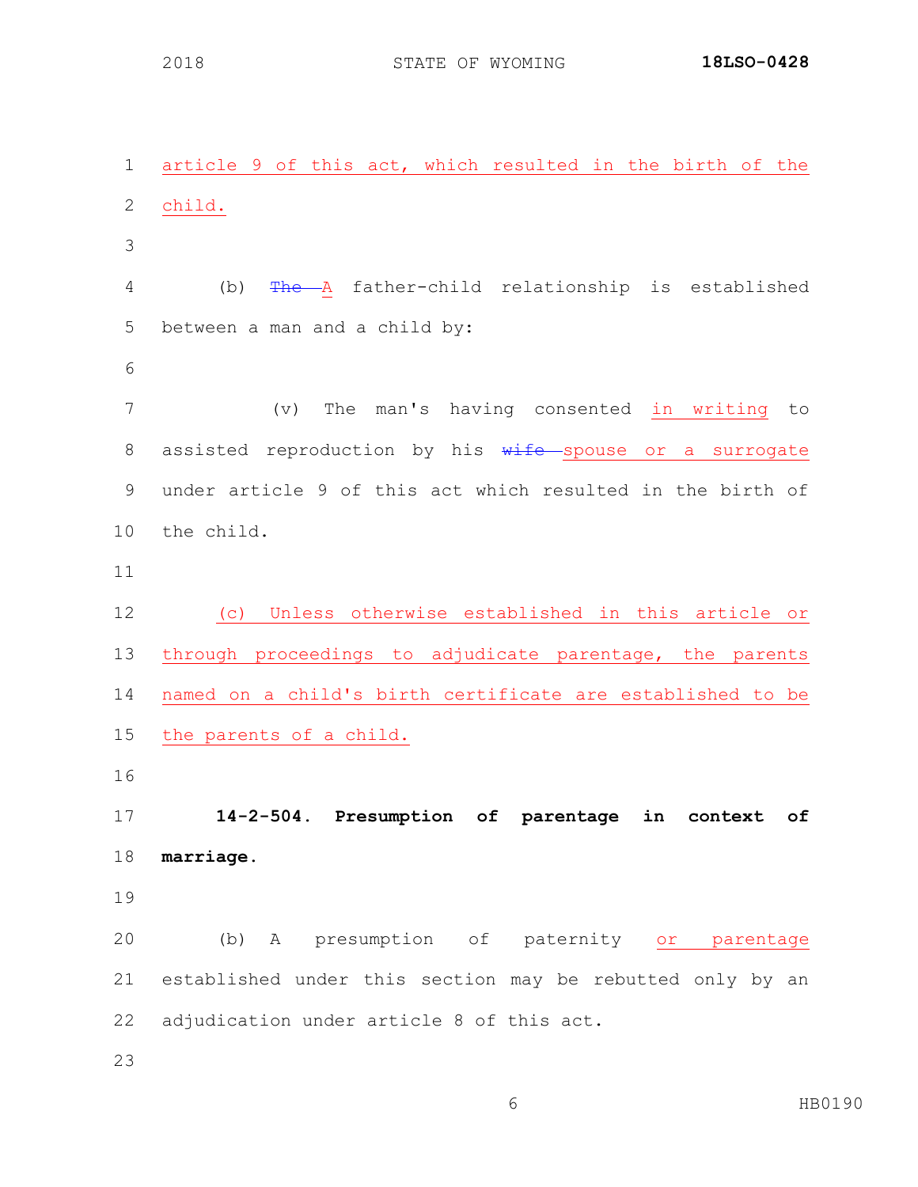article 9 of this act, which resulted in the birth of the child.

(b) ~~The~~ A father-child relationship is established between a man and a child by:

(v) The man's having consented in writing to assisted reproduction by his ~~wife~~ spouse or a surrogate under article 9 of this act which resulted in the birth of the child.

(c) Unless otherwise established in this article or through proceedings to adjudicate parentage, the parents named on a child's birth certificate are established to be the parents of a child.

**14-2-504. Presumption of parentage in context of marriage.**

(b) A presumption of paternity or parentage established under this section may be rebutted only by an adjudication under article 8 of this act.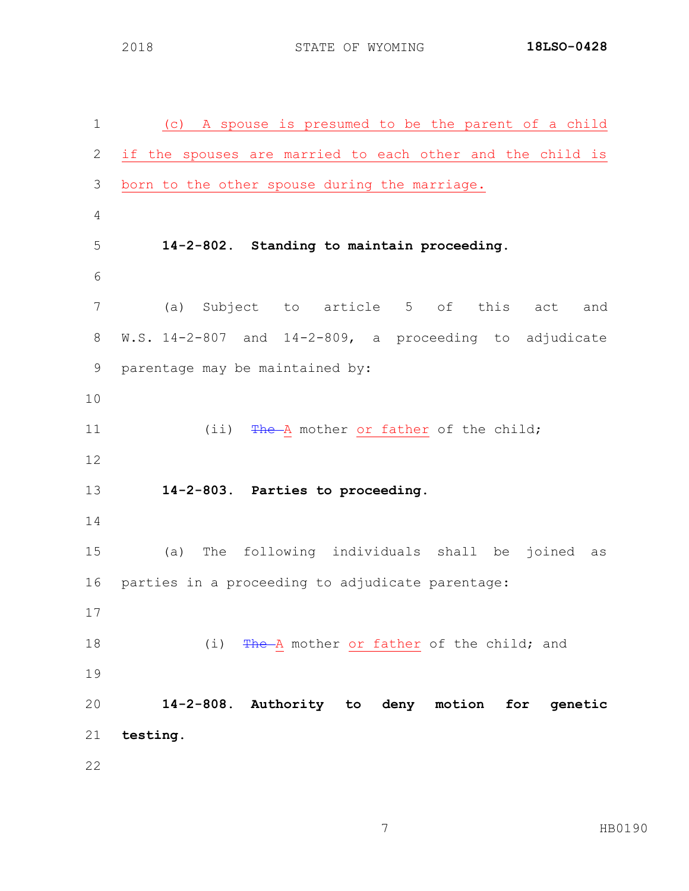(c) A spouse is presumed to be the parent of a child if the spouses are married to each other and the child is born to the other spouse during the marriage.

**14-2-802. Standing to maintain proceeding.**

(a) Subject to article 5 of this act and W.S. 14-2-807 and 14-2-809, a proceeding to adjudicate parentage may be maintained by:

(ii) ~~The~~ A mother or father of the child;

**14-2-803. Parties to proceeding.**

(a) The following individuals shall be joined as parties in a proceeding to adjudicate parentage:

(i) ~~The~~ A mother or father of the child; and

**14-2-808. Authority to deny motion for genetic testing.**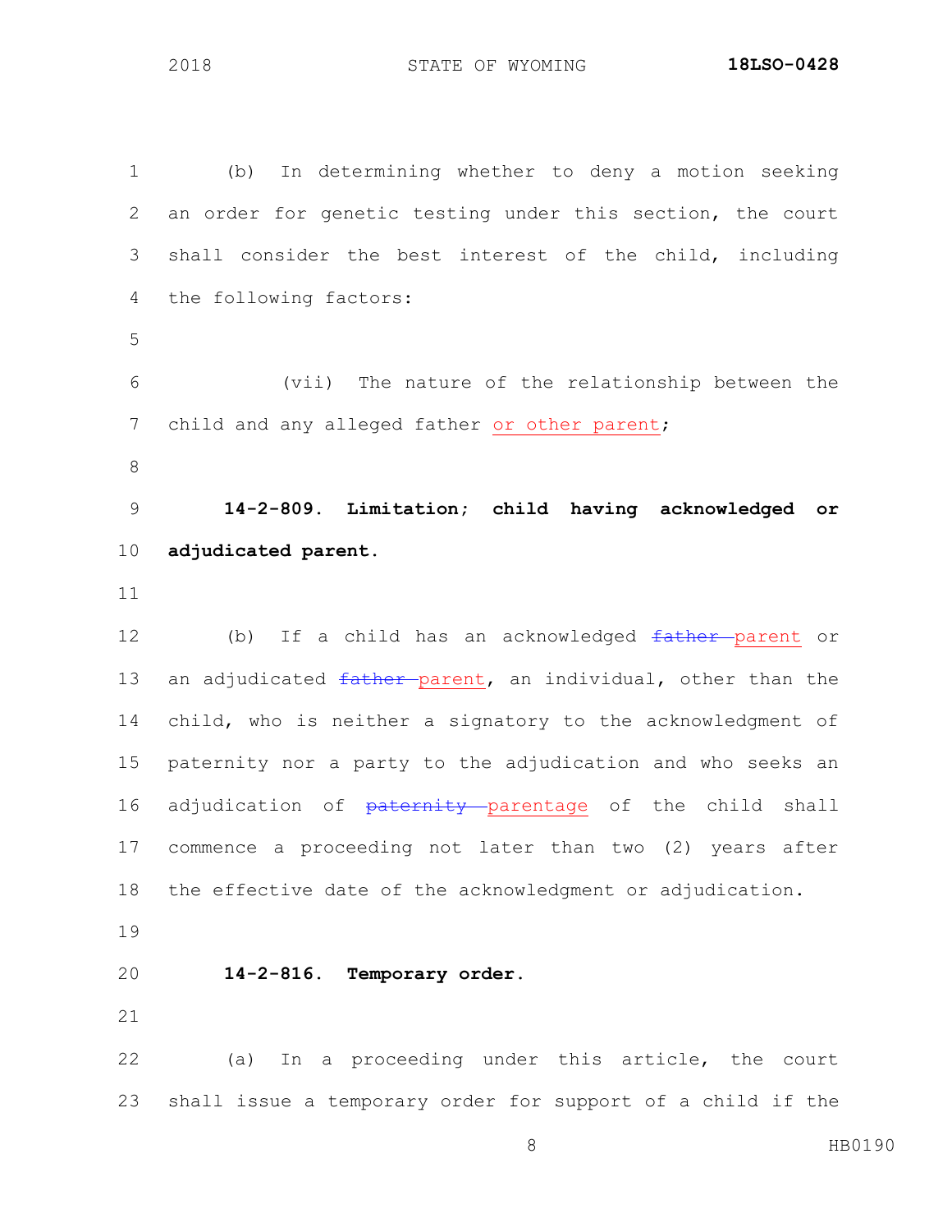(b) In determining whether to deny a motion seeking an order for genetic testing under this section, the court shall consider the best interest of the child, including the following factors:

(vii) The nature of the relationship between the child and any alleged father <u>or other parent</u>;

**14-2-809. Limitation; child having acknowledged or adjudicated parent.**

(b) If a child has an acknowledged ~~father~~ <u>parent</u> or an adjudicated ~~father~~ <u>parent</u>, an individual, other than the child, who is neither a signatory to the acknowledgment of paternity nor a party to the adjudication and who seeks an adjudication of ~~paternity~~ <u>parentage</u> of the child shall commence a proceeding not later than two (2) years after the effective date of the acknowledgment or adjudication.

**14-2-816. Temporary order.**

(a) In a proceeding under this article, the court shall issue a temporary order for support of a child if the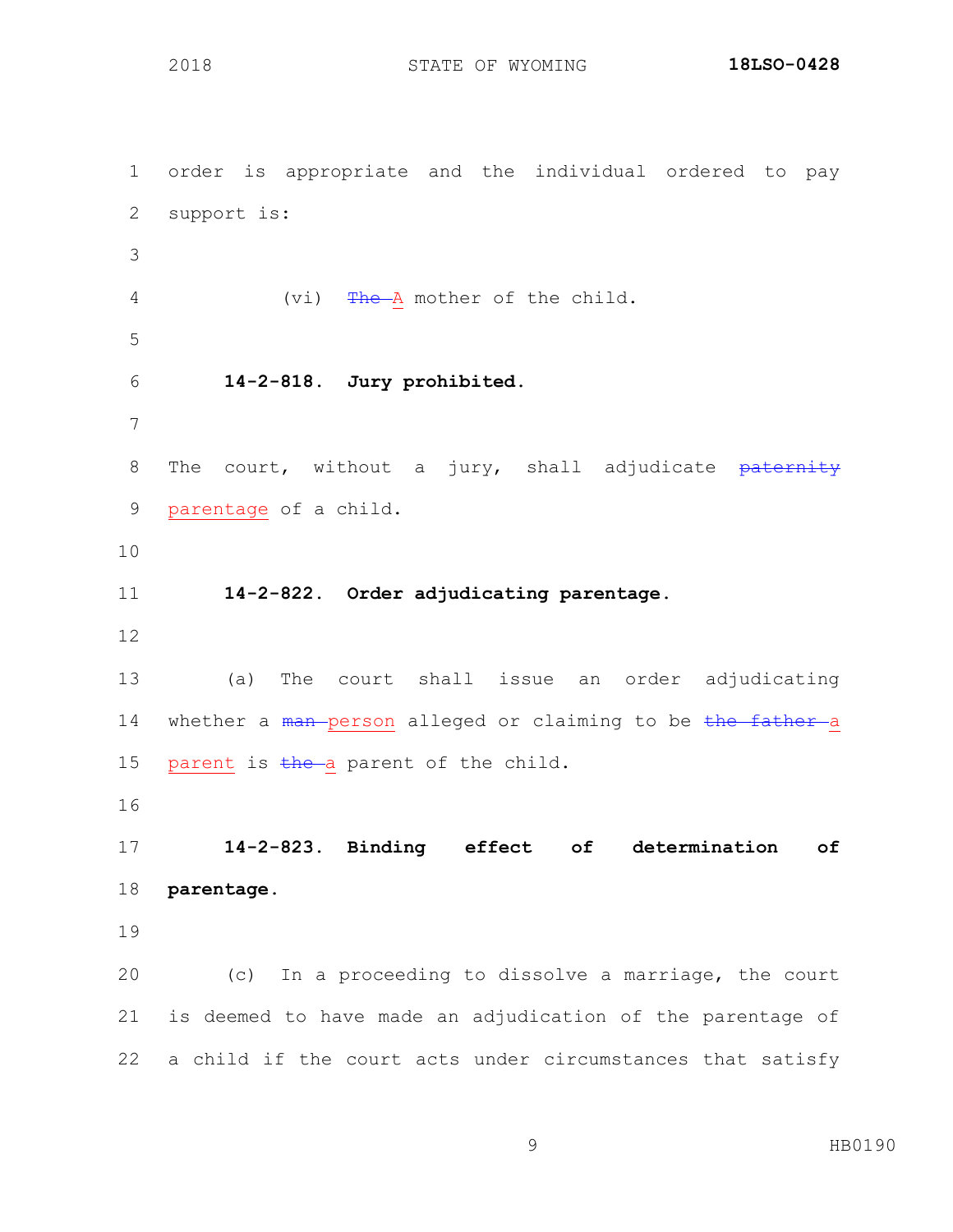order is appropriate and the individual ordered to pay support is:

(vi) ~~The~~ A mother of the child.

**14-2-818. Jury prohibited.**

The court, without a jury, shall adjudicate ~~paternity~~ parentage of a child.

**14-2-822. Order adjudicating parentage.**

(a) The court shall issue an order adjudicating whether a ~~man~~ person alleged or claiming to be ~~the father~~ a parent is ~~the~~ a parent of the child.

**14-2-823. Binding effect of determination of parentage.**

(c) In a proceeding to dissolve a marriage, the court is deemed to have made an adjudication of the parentage of a child if the court acts under circumstances that satisfy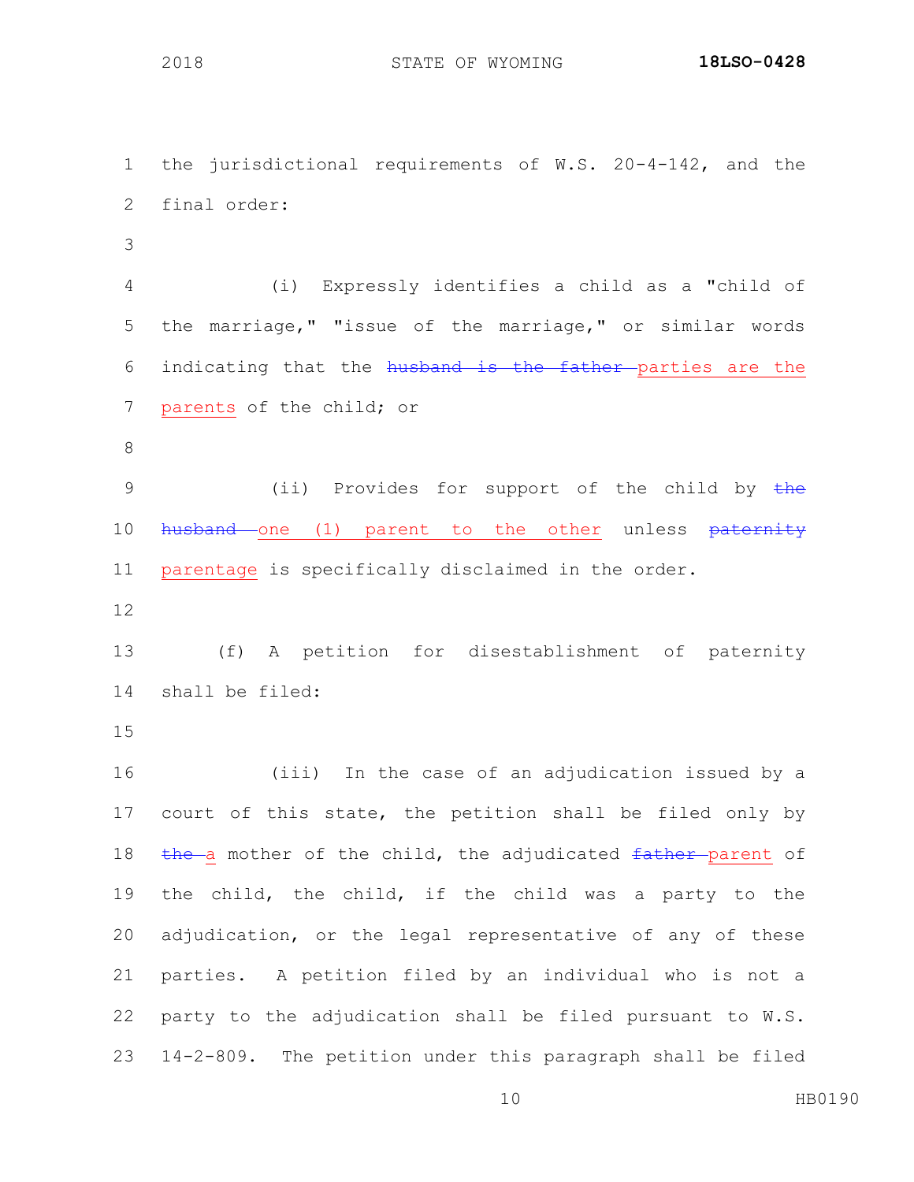the jurisdictional requirements of W.S. 20-4-142, and the final order:

(i) Expressly identifies a child as a "child of the marriage," "issue of the marriage," or similar words indicating that the ~~husband is the father~~ parties are the parents of the child; or

(ii) Provides for support of the child by ~~the husband~~ one (1) parent to the other unless ~~paternity~~ parentage is specifically disclaimed in the order.

(f) A petition for disestablishment of paternity shall be filed:

(iii) In the case of an adjudication issued by a court of this state, the petition shall be filed only by ~~the~~ a mother of the child, the adjudicated ~~father~~ parent of the child, the child, if the child was a party to the adjudication, or the legal representative of any of these parties. A petition filed by an individual who is not a party to the adjudication shall be filed pursuant to W.S. 14-2-809. The petition under this paragraph shall be filed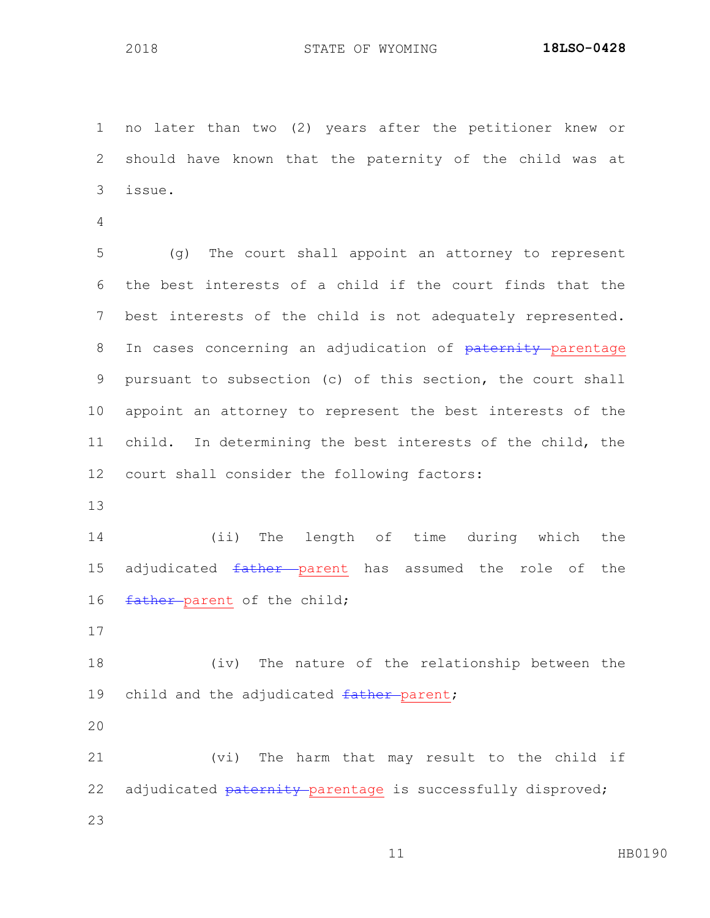no later than two (2) years after the petitioner knew or should have known that the paternity of the child was at issue.

(g) The court shall appoint an attorney to represent the best interests of a child if the court finds that the best interests of the child is not adequately represented. In cases concerning an adjudication of ~~paternity~~ parentage pursuant to subsection (c) of this section, the court shall appoint an attorney to represent the best interests of the child. In determining the best interests of the child, the court shall consider the following factors:

(ii) The length of time during which the adjudicated ~~father~~ parent has assumed the role of the ~~father~~ parent of the child;

(iv) The nature of the relationship between the child and the adjudicated ~~father~~ parent;

(vi) The harm that may result to the child if adjudicated ~~paternity~~ parentage is successfully disproved;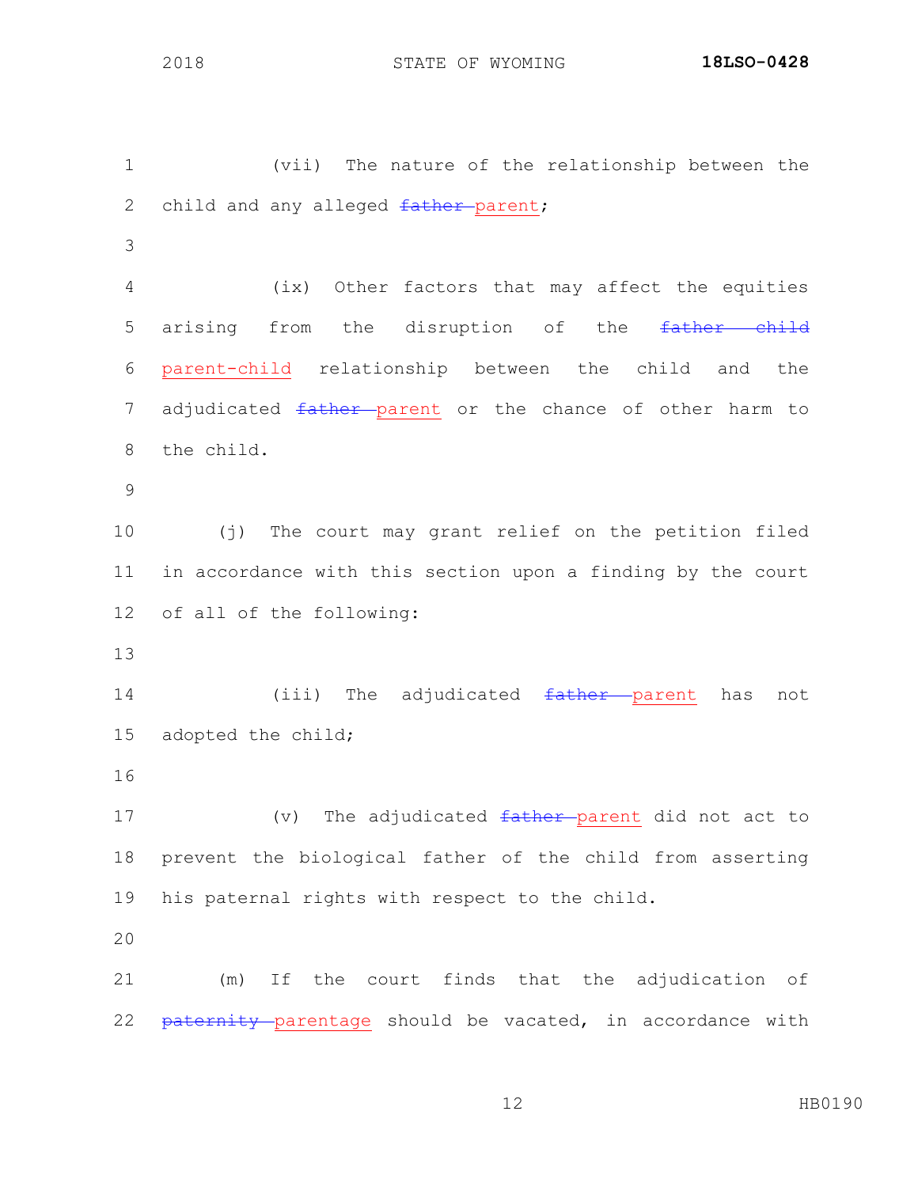(vii) The nature of the relationship between the child and any alleged ~~father~~ <u>parent</u>;

(ix) Other factors that may affect the equities arising from the disruption of the ~~father child~~ <u>parent-child</u> relationship between the child and the adjudicated ~~father~~ <u>parent</u> or the chance of other harm to the child.

(j) The court may grant relief on the petition filed in accordance with this section upon a finding by the court of all of the following:

(iii) The adjudicated ~~father~~ <u>parent</u> has not adopted the child;

(v) The adjudicated ~~father~~ <u>parent</u> did not act to prevent the biological father of the child from asserting his paternal rights with respect to the child.

(m) If the court finds that the adjudication of ~~paternity~~ <u>parentage</u> should be vacated, in accordance with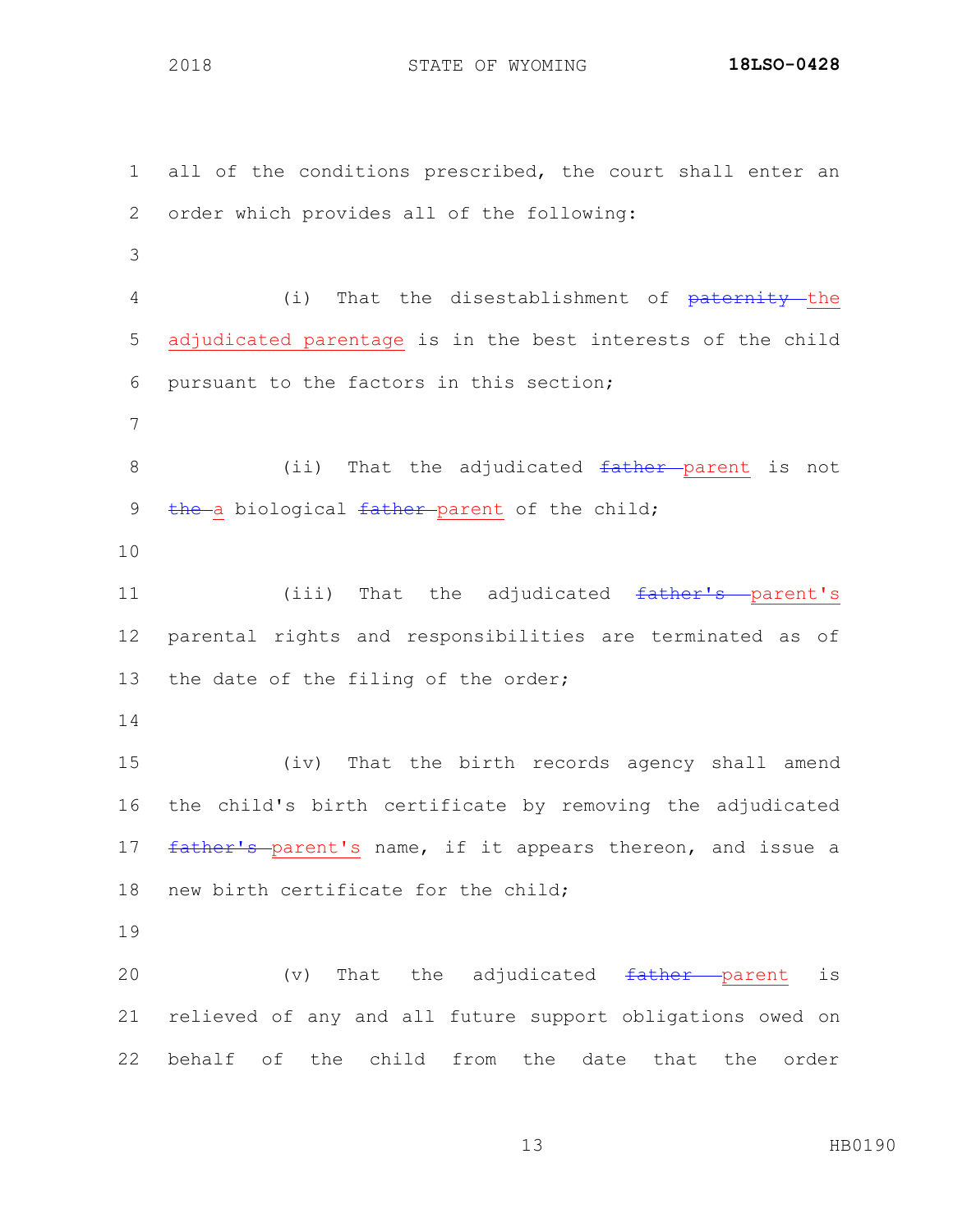all of the conditions prescribed, the court shall enter an order which provides all of the following:

(i) That the disestablishment of ~~paternity~~ the adjudicated parentage is in the best interests of the child pursuant to the factors in this section;

(ii) That the adjudicated ~~father~~ parent is not ~~the~~ a biological ~~father~~ parent of the child;

(iii) That the adjudicated ~~father's~~ parent's parental rights and responsibilities are terminated as of the date of the filing of the order;

(iv) That the birth records agency shall amend the child's birth certificate by removing the adjudicated ~~father's~~ parent's name, if it appears thereon, and issue a new birth certificate for the child;

(v) That the adjudicated ~~father~~ parent is relieved of any and all future support obligations owed on behalf of the child from the date that the order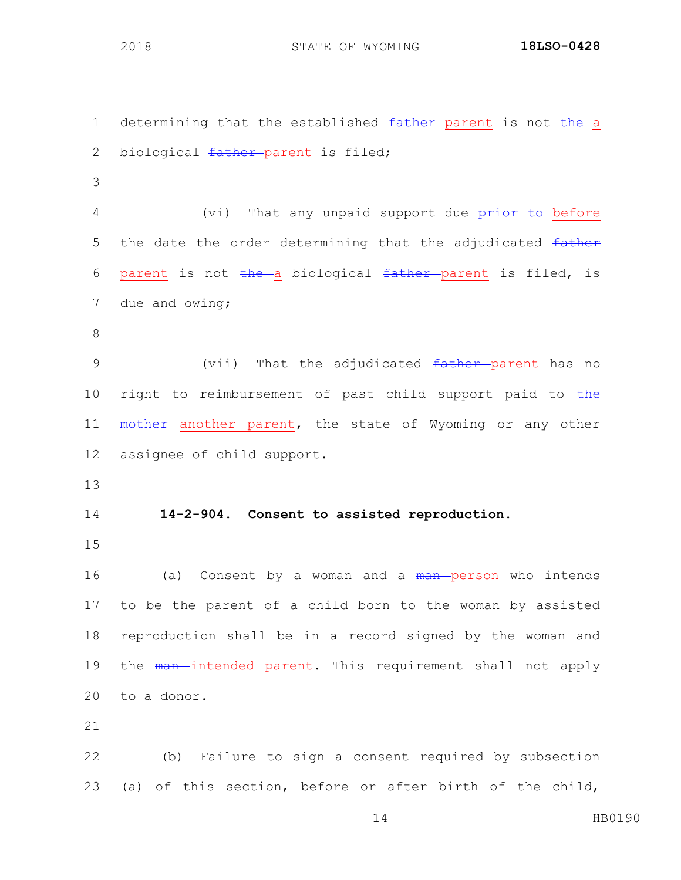determining that the established ~~father~~ parent is not ~~the~~ a biological ~~father~~ parent is filed;

(vi) That any unpaid support due ~~prior to~~ before the date the order determining that the adjudicated ~~father~~ parent is not ~~the~~ a biological ~~father~~ parent is filed, is due and owing;

(vii) That the adjudicated ~~father~~ parent has no right to reimbursement of past child support paid to ~~the mother~~ another parent, the state of Wyoming or any other assignee of child support.

**14-2-904. Consent to assisted reproduction.**

(a) Consent by a woman and a ~~man~~ person who intends to be the parent of a child born to the woman by assisted reproduction shall be in a record signed by the woman and the ~~man~~ intended parent. This requirement shall not apply to a donor.

(b) Failure to sign a consent required by subsection (a) of this section, before or after birth of the child,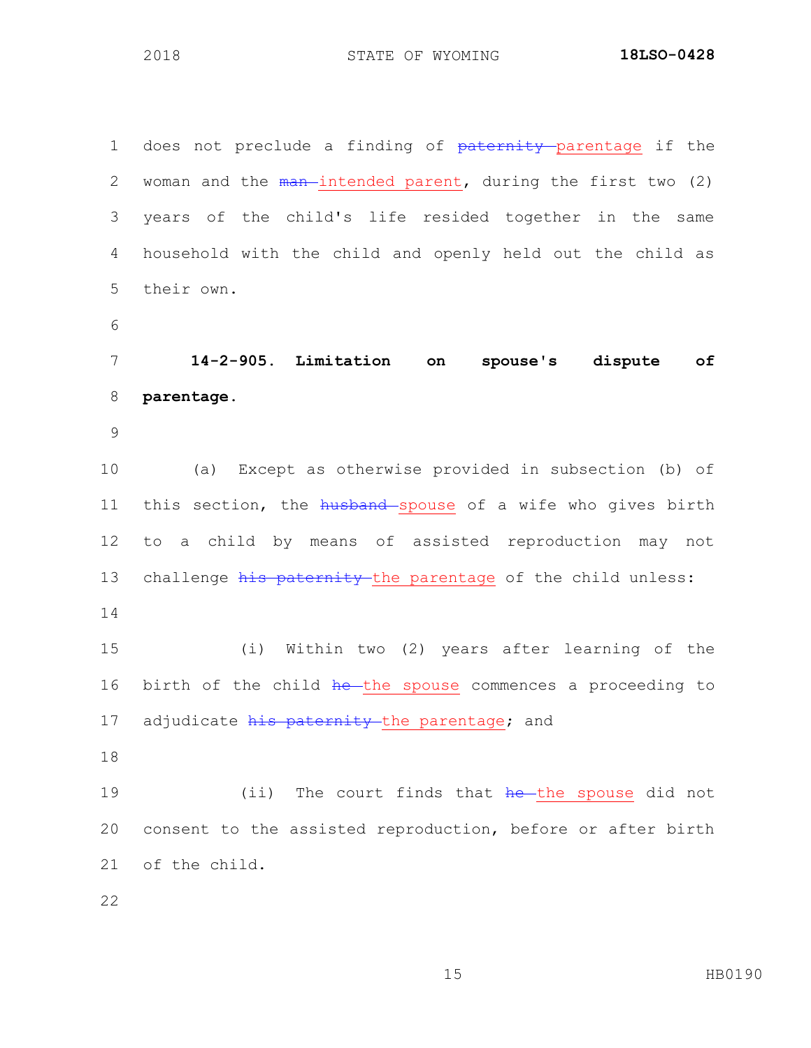does not preclude a finding of ~~paternity~~ parentage if the woman and the ~~man~~ intended parent, during the first two (2) years of the child's life resided together in the same household with the child and openly held out the child as their own.

**14-2-905. Limitation on spouse's dispute of parentage.**

(a) Except as otherwise provided in subsection (b) of this section, the ~~husband~~ spouse of a wife who gives birth to a child by means of assisted reproduction may not challenge ~~his paternity~~ the parentage of the child unless:

(i) Within two (2) years after learning of the birth of the child ~~he~~ the spouse commences a proceeding to adjudicate ~~his paternity~~ the parentage; and

(ii) The court finds that ~~he~~ the spouse did not consent to the assisted reproduction, before or after birth of the child.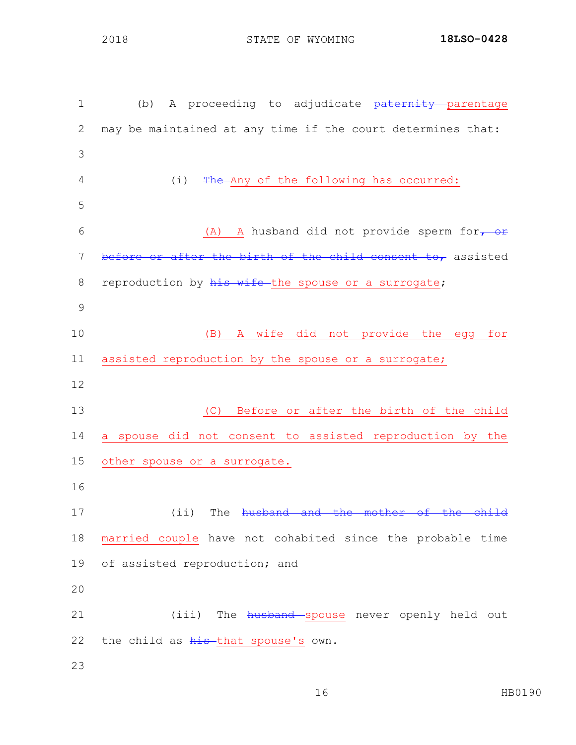(b) A proceeding to adjudicate ~~paternity~~ parentage may be maintained at any time if the court determines that:

(i) ~~The~~ Any of the following has occurred:

(A) A husband did not provide sperm for~~, or before or after the birth of the child consent to,~~ assisted reproduction by ~~his wife~~ the spouse or a surrogate;

(B) A wife did not provide the egg for assisted reproduction by the spouse or a surrogate;

(C) Before or after the birth of the child a spouse did not consent to assisted reproduction by the other spouse or a surrogate.

(ii) The ~~husband and the mother of the child~~ married couple have not cohabited since the probable time of assisted reproduction; and

(iii) The ~~husband~~ spouse never openly held out the child as ~~his~~ that spouse's own.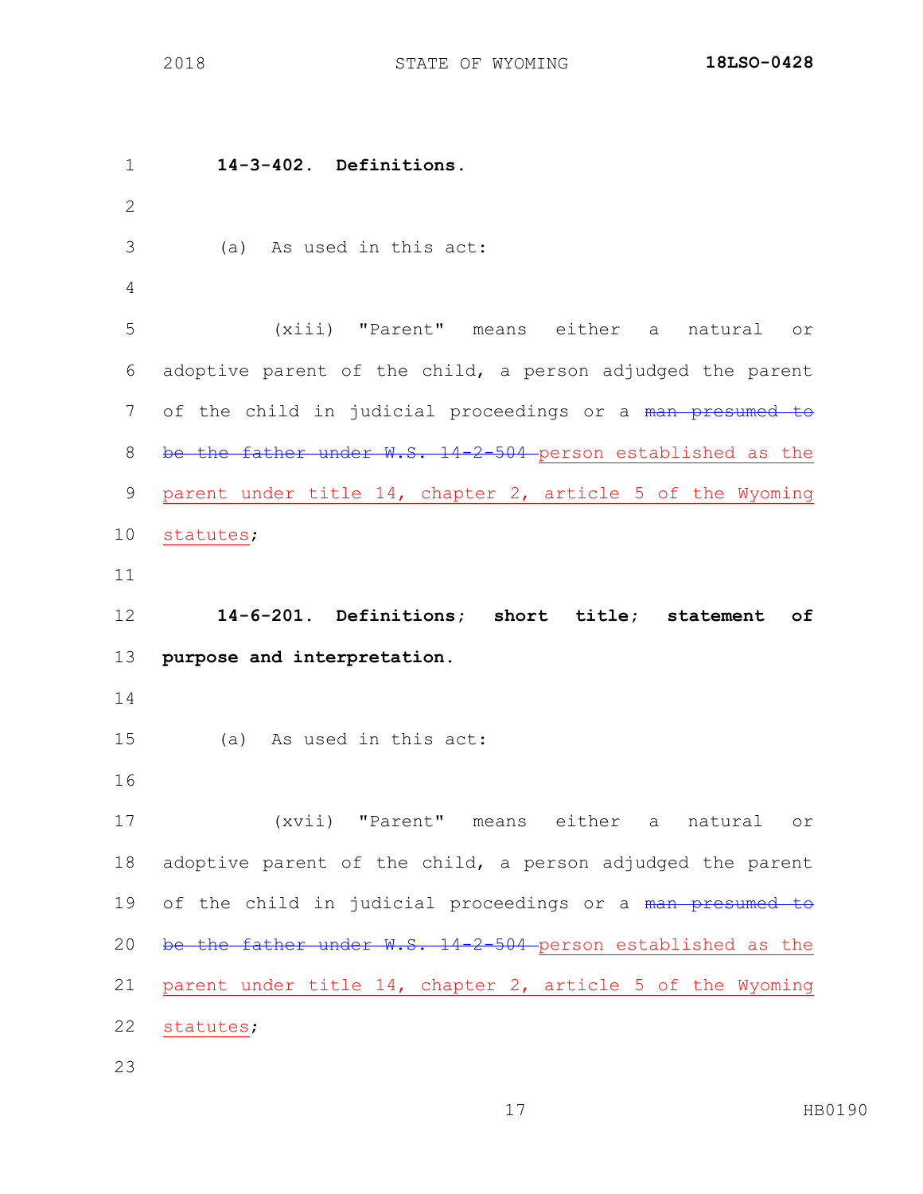**14-3-402. Definitions.**

(a) As used in this act:

(xiii) "Parent" means either a natural or adoptive parent of the child, a person adjudged the parent of the child in judicial proceedings or a ~~man presumed to be the father under W.S. 14-2-504~~ <u>person established as the parent under title 14, chapter 2, article 5 of the Wyoming statutes</u>;

**14-6-201. Definitions; short title; statement of purpose and interpretation.**

(a) As used in this act:

(xvii) "Parent" means either a natural or adoptive parent of the child, a person adjudged the parent of the child in judicial proceedings or a ~~man presumed to be the father under W.S. 14-2-504~~ <u>person established as the parent under title 14, chapter 2, article 5 of the Wyoming statutes</u>;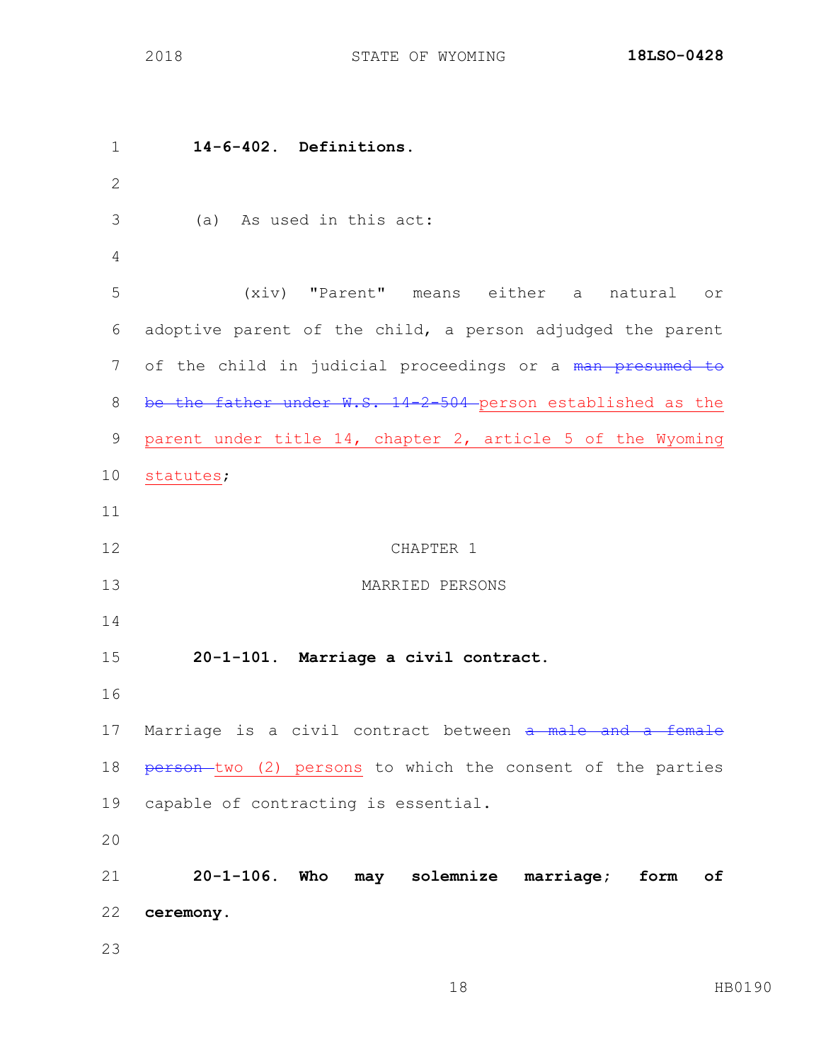**14-6-402. Definitions.**

(a) As used in this act:

(xiv) "Parent" means either a natural or adoptive parent of the child, a person adjudged the parent of the child in judicial proceedings or a ~~man presumed to be the father under W.S. 14-2-504~~ <u>person established as the parent under title 14, chapter 2, article 5 of the Wyoming statutes</u>;

CHAPTER 1

MARRIED PERSONS

**20-1-101. Marriage a civil contract.**

Marriage is a civil contract between ~~a male and a female person~~ <u>two (2) persons</u> to which the consent of the parties capable of contracting is essential.

**20-1-106. Who may solemnize marriage; form of ceremony.**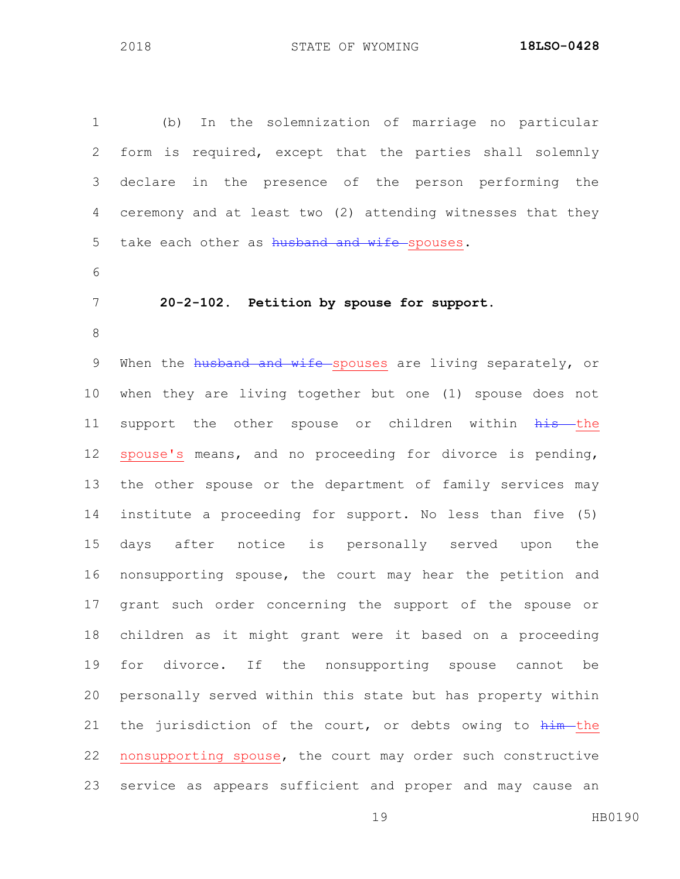(b) In the solemnization of marriage no particular form is required, except that the parties shall solemnly declare in the presence of the person performing the ceremony and at least two (2) attending witnesses that they take each other as ~~husband and wife~~ <u>spouses</u>.

**20-2-102. Petition by spouse for support.**

When the ~~husband and wife~~ <u>spouses</u> are living separately, or when they are living together but one (1) spouse does not support the other spouse or children within ~~his~~ <u>the spouse's</u> means, and no proceeding for divorce is pending, the other spouse or the department of family services may institute a proceeding for support. No less than five (5) days after notice is personally served upon the nonsupporting spouse, the court may hear the petition and grant such order concerning the support of the spouse or children as it might grant were it based on a proceeding for divorce. If the nonsupporting spouse cannot be personally served within this state but has property within the jurisdiction of the court, or debts owing to ~~him~~ <u>the nonsupporting spouse</u>, the court may order such constructive service as appears sufficient and proper and may cause an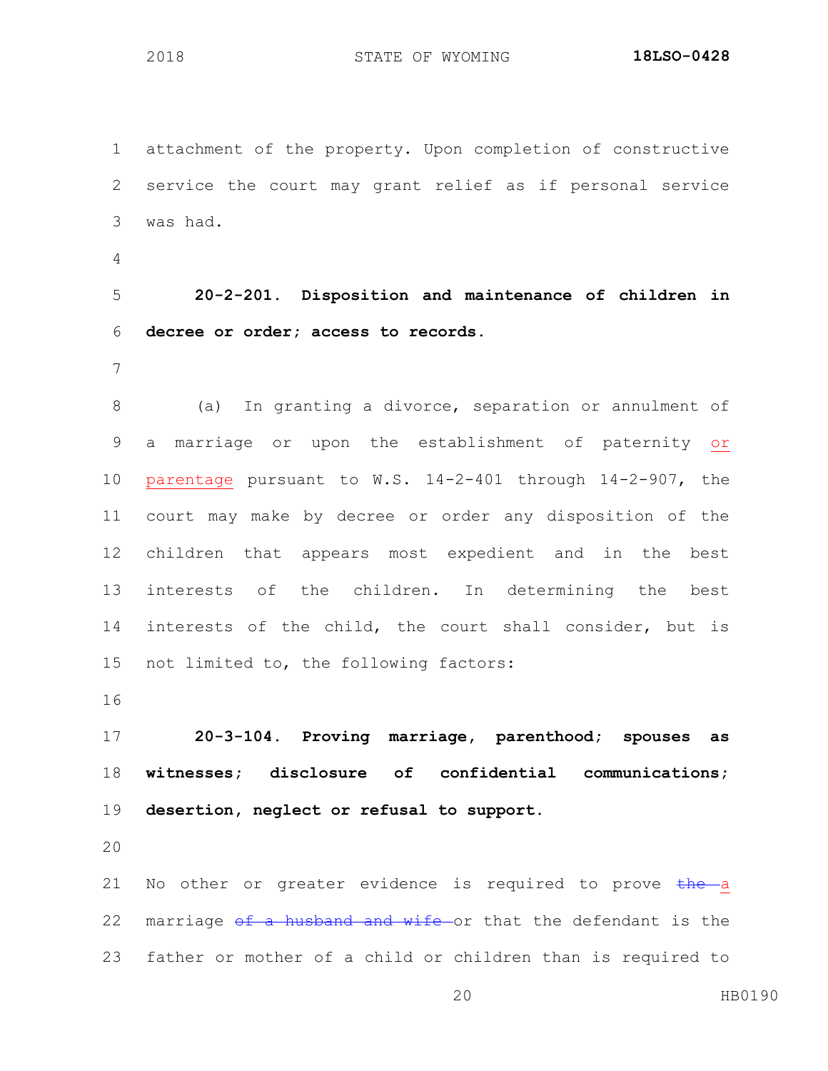attachment of the property. Upon completion of constructive service the court may grant relief as if personal service was had.

**20-2-201. Disposition and maintenance of children in decree or order; access to records.**

(a) In granting a divorce, separation or annulment of a marriage or upon the establishment of paternity <u>or parentage</u> pursuant to W.S. 14-2-401 through 14-2-907, the court may make by decree or order any disposition of the children that appears most expedient and in the best interests of the children. In determining the best interests of the child, the court shall consider, but is not limited to, the following factors:

**20-3-104. Proving marriage, parenthood; spouses as witnesses; disclosure of confidential communications; desertion, neglect or refusal to support.**

No other or greater evidence is required to prove ~~the~~ <u>a</u> marriage ~~of a husband and wife~~ or that the defendant is the father or mother of a child or children than is required to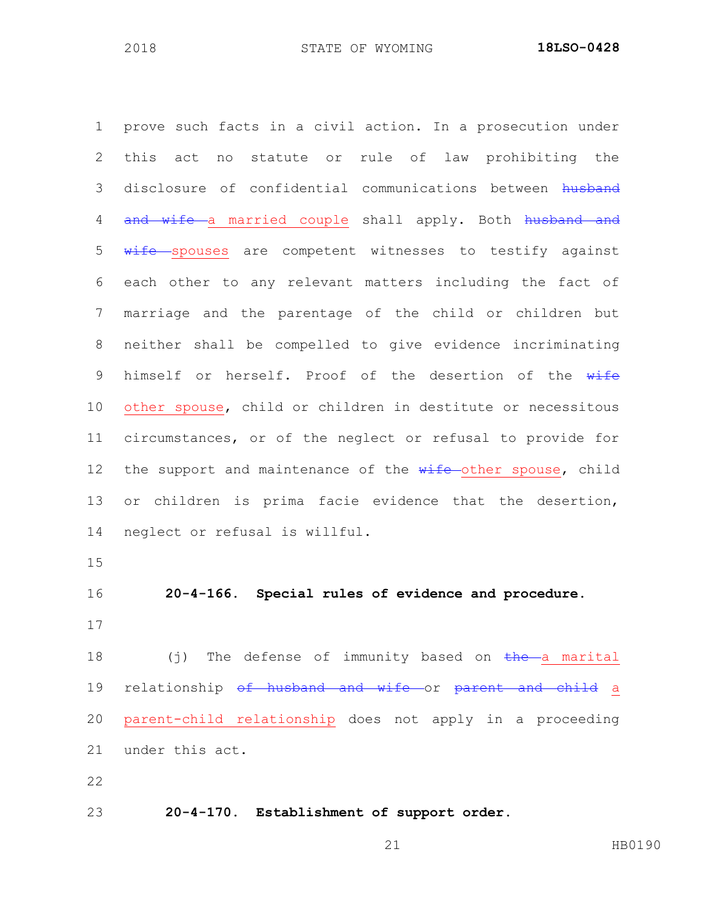prove such facts in a civil action. In a prosecution under this act no statute or rule of law prohibiting the disclosure of confidential communications between ~~husband and wife~~ a married couple shall apply. Both ~~husband and wife~~ spouses are competent witnesses to testify against each other to any relevant matters including the fact of marriage and the parentage of the child or children but neither shall be compelled to give evidence incriminating himself or herself. Proof of the desertion of the ~~wife~~ other spouse, child or children in destitute or necessitous circumstances, or of the neglect or refusal to provide for the support and maintenance of the ~~wife~~ other spouse, child or children is prima facie evidence that the desertion, neglect or refusal is willful.

**20-4-166. Special rules of evidence and procedure.**

(j) The defense of immunity based on ~~the~~ a marital relationship ~~of husband and wife~~ or ~~parent and child~~ a parent-child relationship does not apply in a proceeding under this act.

**20-4-170. Establishment of support order.**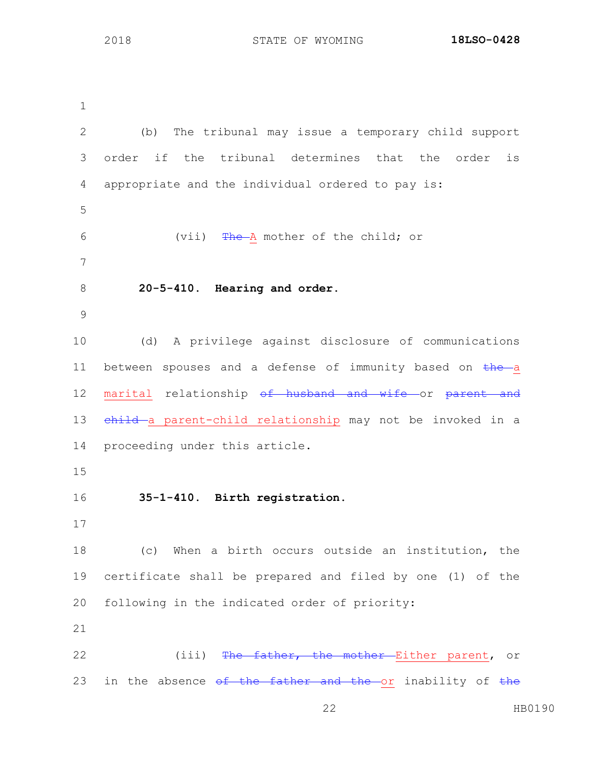(b) The tribunal may issue a temporary child support order if the tribunal determines that the order is appropriate and the individual ordered to pay is:

(vii) ~~The~~ A mother of the child; or

**20-5-410. Hearing and order.**

(d) A privilege against disclosure of communications between spouses and a defense of immunity based on ~~the~~ a marital relationship ~~of husband and wife~~ or ~~parent and child~~ a parent-child relationship may not be invoked in a proceeding under this article.

**35-1-410. Birth registration.**

(c) When a birth occurs outside an institution, the certificate shall be prepared and filed by one (1) of the following in the indicated order of priority:

(iii) ~~The father, the mother~~ Either parent, or in the absence ~~of the father and the~~ or inability of ~~the~~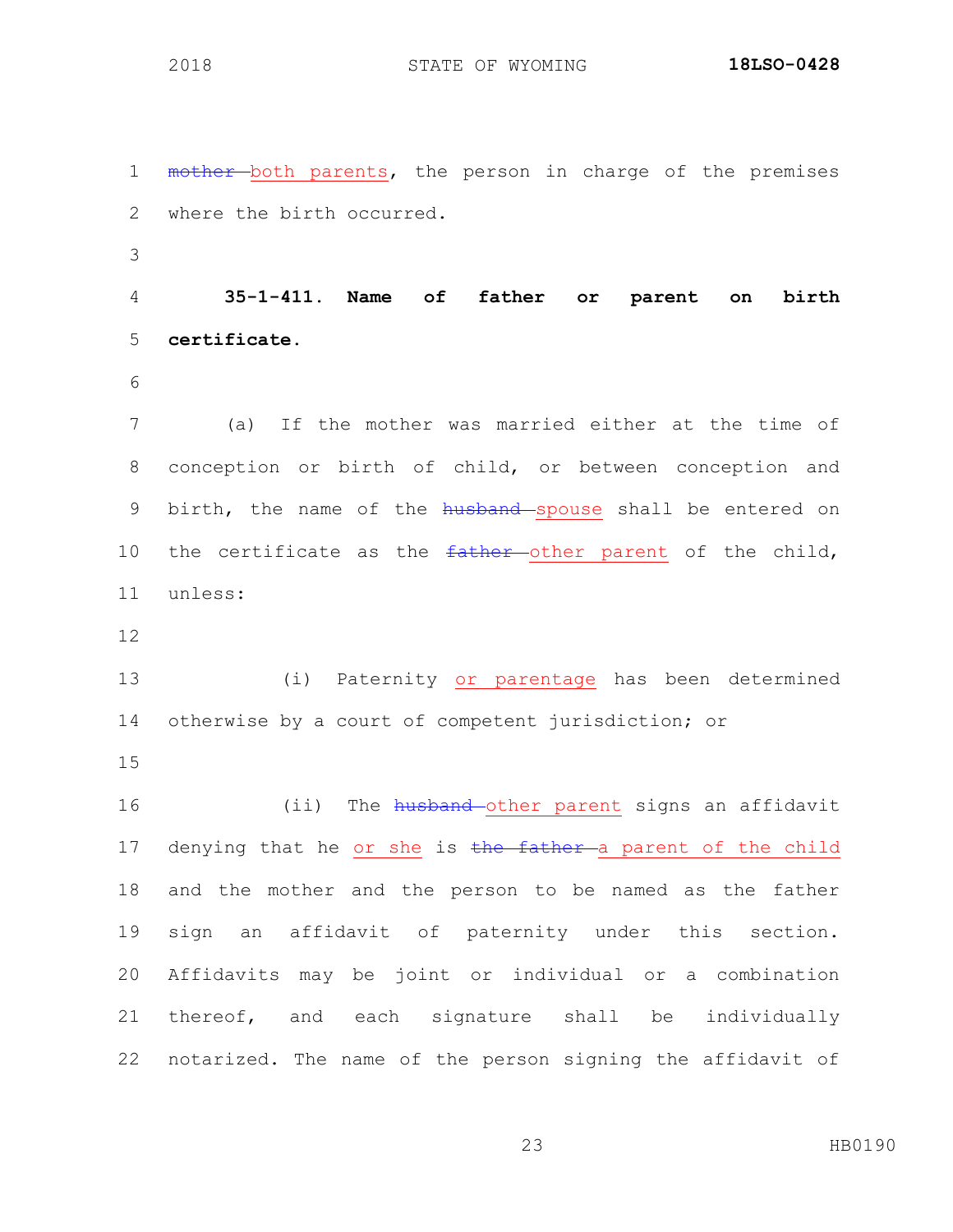~~mother~~ both parents, the person in charge of the premises where the birth occurred.

**35-1-411. Name of father or parent on birth certificate.**

(a) If the mother was married either at the time of conception or birth of child, or between conception and birth, the name of the ~~husband~~ spouse shall be entered on the certificate as the ~~father~~ other parent of the child, unless:

(i) Paternity or parentage has been determined otherwise by a court of competent jurisdiction; or

(ii) The ~~husband~~ other parent signs an affidavit denying that he or she is ~~the father~~ a parent of the child and the mother and the person to be named as the father sign an affidavit of paternity under this section. Affidavits may be joint or individual or a combination thereof, and each signature shall be individually notarized. The name of the person signing the affidavit of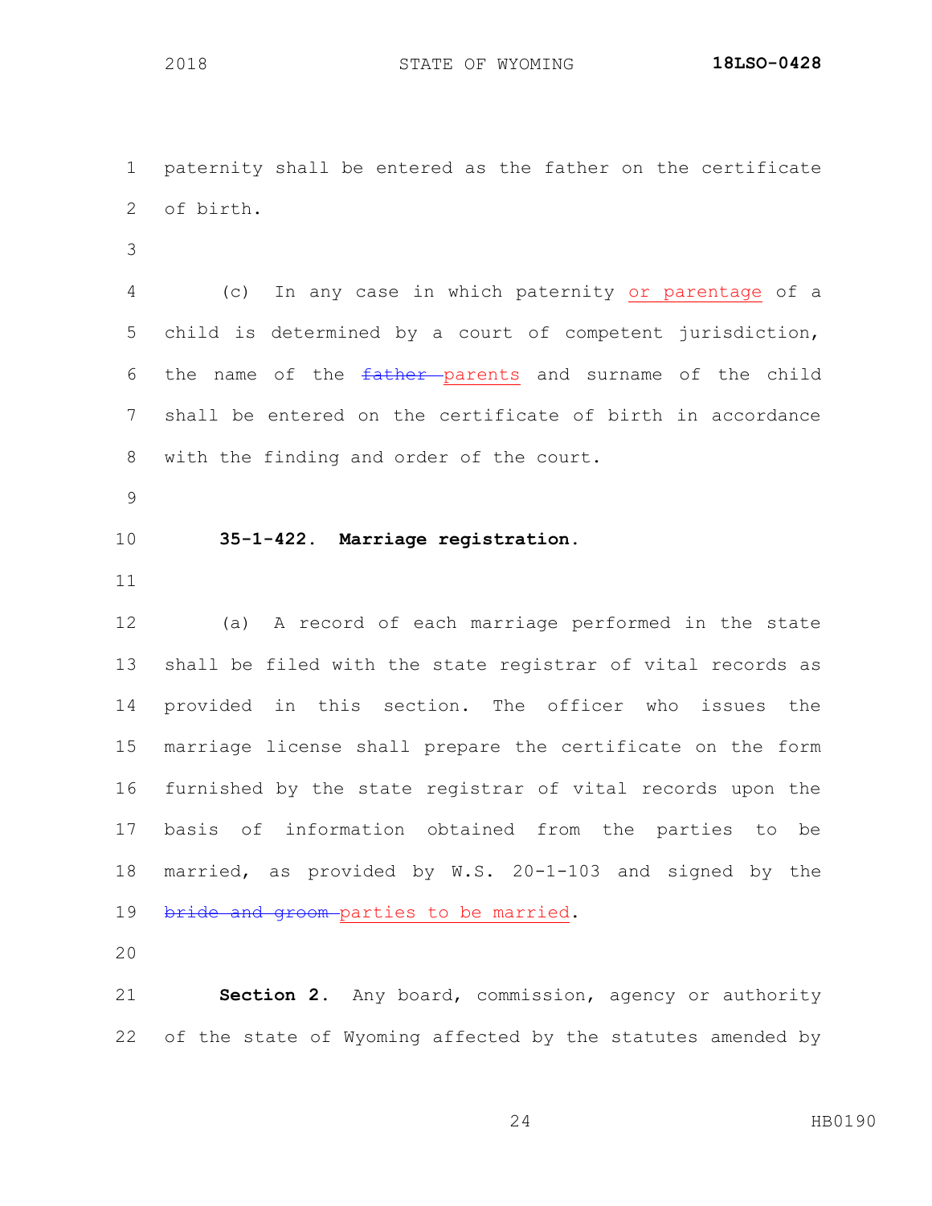paternity shall be entered as the father on the certificate of birth.

(c) In any case in which paternity ~~or parentage~~ of a child is determined by a court of competent jurisdiction, the name of the ~~father~~ parents and surname of the child shall be entered on the certificate of birth in accordance with the finding and order of the court.

**35-1-422. Marriage registration.**

(a) A record of each marriage performed in the state shall be filed with the state registrar of vital records as provided in this section. The officer who issues the marriage license shall prepare the certificate on the form furnished by the state registrar of vital records upon the basis of information obtained from the parties to be married, as provided by W.S. 20-1-103 and signed by the ~~bride and groom~~ parties to be married.

**Section 2.** Any board, commission, agency or authority of the state of Wyoming affected by the statutes amended by

paternity shall be entered as the father on the certificate of birth.

(c) In any case in which paternity or parentage of a child is determined by a court of competent jurisdiction, the name of the ~~father~~ parents and surname of the child shall be entered on the certificate of birth in accordance with the finding and order of the court.

**35-1-422. Marriage registration.**

(a) A record of each marriage performed in the state shall be filed with the state registrar of vital records as provided in this section. The officer who issues the marriage license shall prepare the certificate on the form furnished by the state registrar of vital records upon the basis of information obtained from the parties to be married, as provided by W.S. 20-1-103 and signed by the ~~bride and groom~~ parties to be married.

**Section 2.** Any board, commission, agency or authority of the state of Wyoming affected by the statutes amended by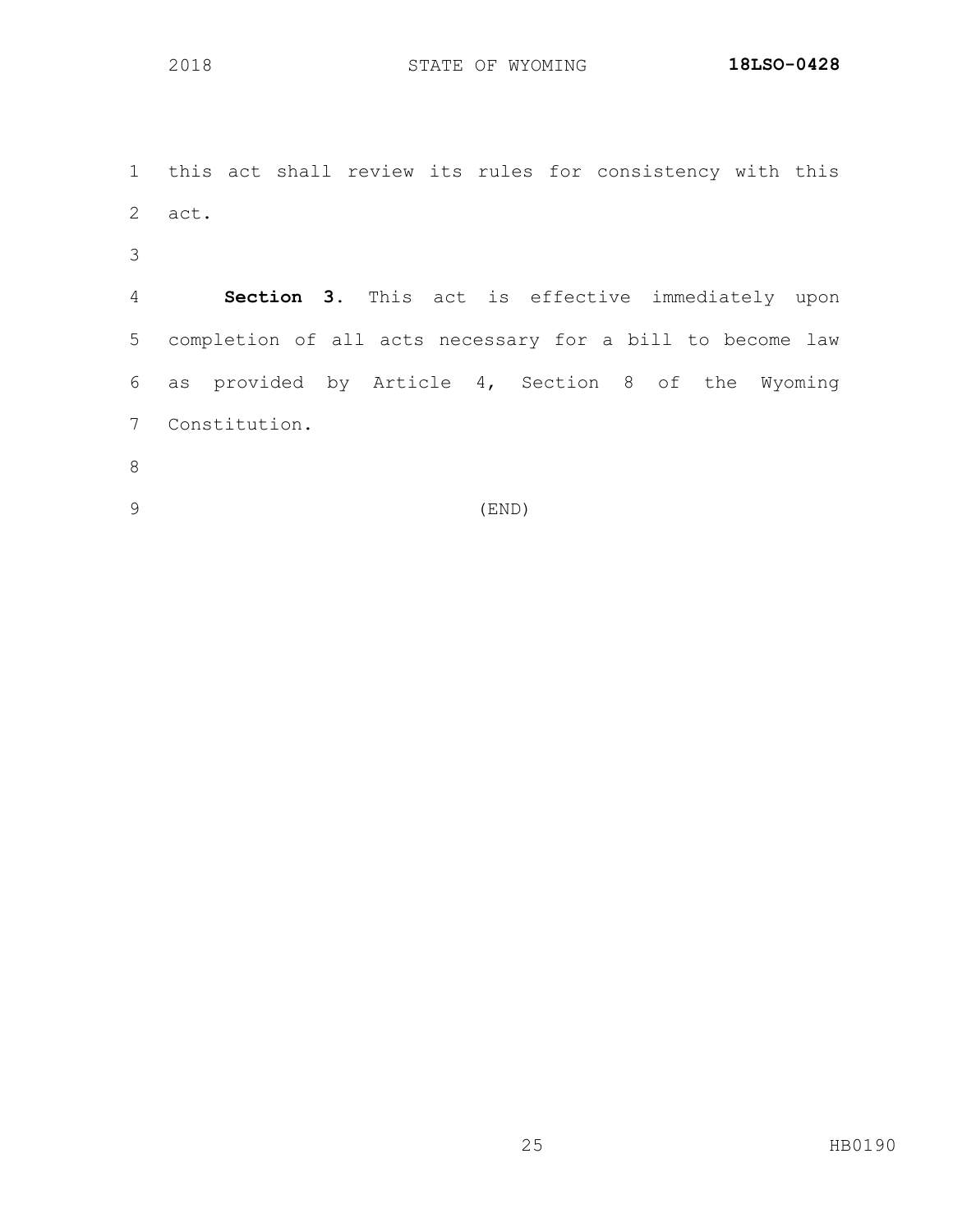this act shall review its rules for consistency with this act.

**Section 3.** This act is effective immediately upon completion of all acts necessary for a bill to become law as provided by Article 4, Section 8 of the Wyoming Constitution.

(END)